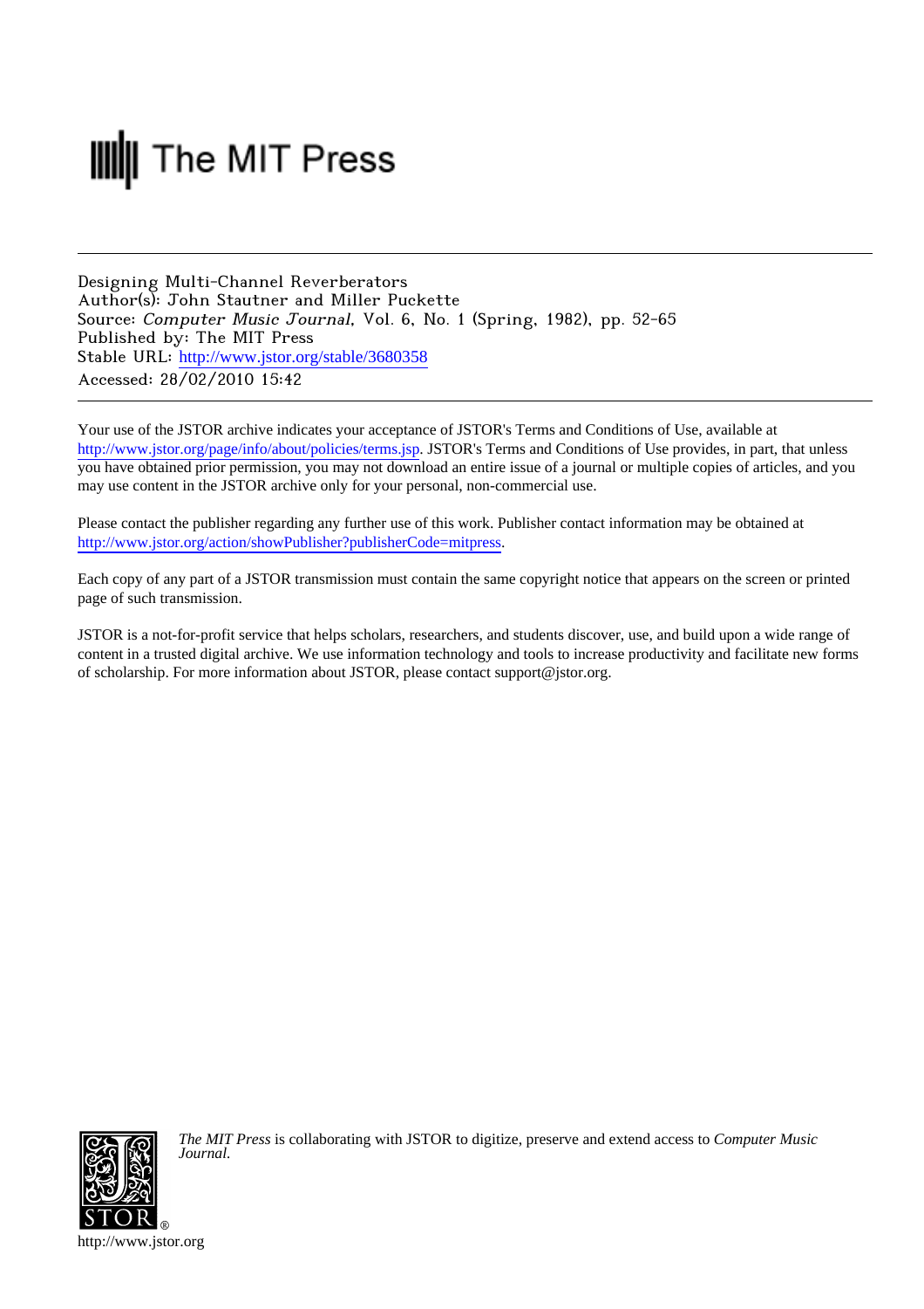The MIT Press

Designing Multi-Channel Reverberators
Author(s): John Stautner and Miller Puckette
Source: *Computer Music Journal*, Vol. 6, No. 1 (Spring, 1982), pp. 52-65
Published by: The MIT Press
Stable URL: http://www.jstor.org/stable/3680358
Accessed: 28/02/2010 15:42

---

Your use of the JSTOR archive indicates your acceptance of JSTOR's Terms and Conditions of Use, available at http://www.jstor.org/page/info/about/policies/terms.jsp. JSTOR's Terms and Conditions of Use provides, in part, that unless you have obtained prior permission, you may not download an entire issue of a journal or multiple copies of articles, and you may use content in the JSTOR archive only for your personal, non-commercial use.

Please contact the publisher regarding any further use of this work. Publisher contact information may be obtained at http://www.jstor.org/action/showPublisher?publisherCode=mitpress.

Each copy of any part of a JSTOR transmission must contain the same copyright notice that appears on the screen or printed page of such transmission.

JSTOR is a not-for-profit service that helps scholars, researchers, and students discover, use, and build upon a wide range of content in a trusted digital archive. We use information technology and tools to increase productivity and facilitate new forms of scholarship. For more information about JSTOR, please contact support@jstor.org.

*The MIT Press* is collaborating with JSTOR to digitize, preserve and extend access to *Computer Music Journal.*

http://www.jstor.org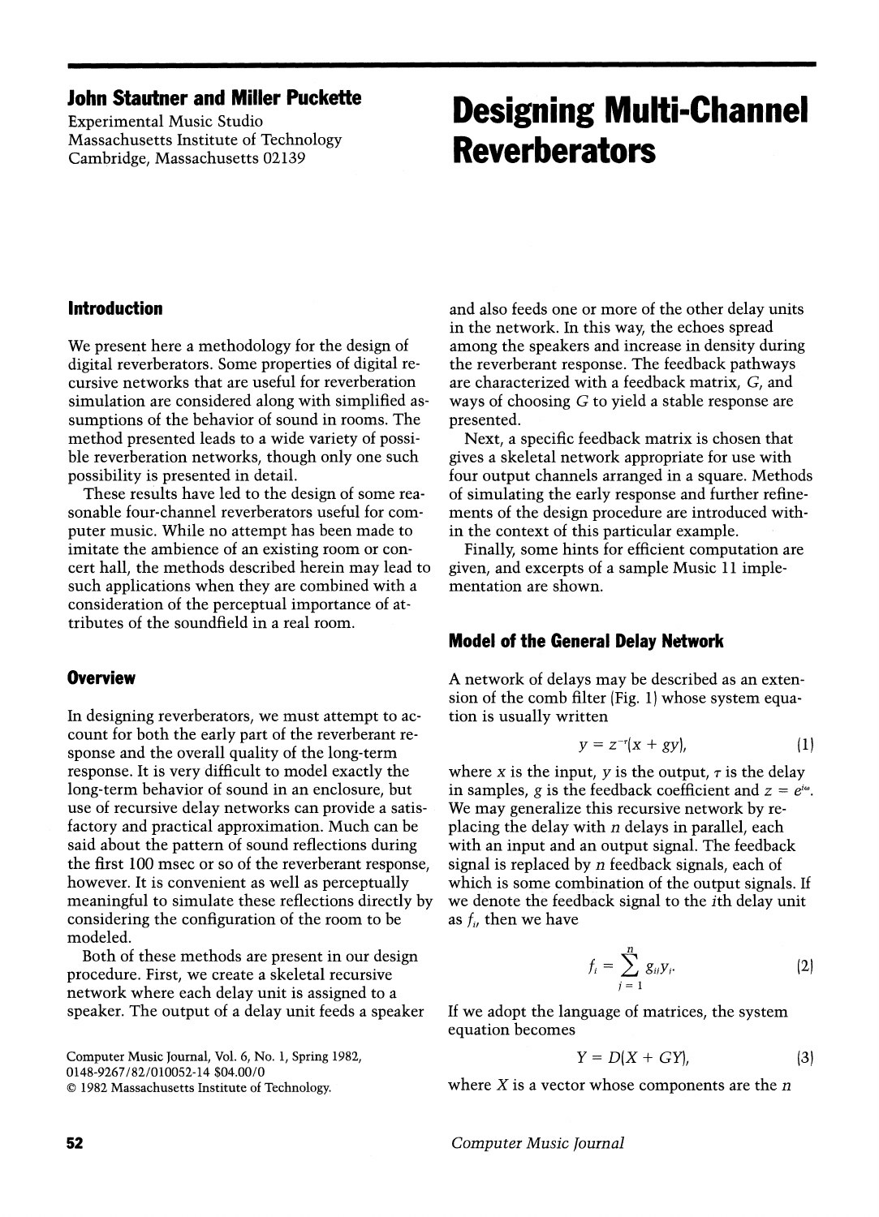## John Stautner and Miller Puckette

Experimental Music Studio
Massachusetts Institute of Technology
Cambridge, Massachusetts 02139

# Designing Multi-Channel Reverberators

## Introduction

We present here a methodology for the design of digital reverberators. Some properties of digital recursive networks that are useful for reverberation simulation are considered along with simplified assumptions of the behavior of sound in rooms. The method presented leads to a wide variety of possible reverberation networks, though only one such possibility is presented in detail.

These results have led to the design of some reasonable four-channel reverberators useful for computer music. While no attempt has been made to imitate the ambience of an existing room or concert hall, the methods described herein may lead to such applications when they are combined with a consideration of the perceptual importance of attributes of the soundfield in a real room.

## Overview

In designing reverberators, we must attempt to account for both the early part of the reverberant response and the overall quality of the long-term response. It is very difficult to model exactly the long-term behavior of sound in an enclosure, but use of recursive delay networks can provide a satisfactory and practical approximation. Much can be said about the pattern of sound reflections during the first 100 msec or so of the reverberant response, however. It is convenient as well as perceptually meaningful to simulate these reflections directly by considering the configuration of the room to be modeled.

Both of these methods are present in our design procedure. First, we create a skeletal recursive network where each delay unit is assigned to a speaker. The output of a delay unit feeds a speaker and also feeds one or more of the other delay units in the network. In this way, the echoes spread among the speakers and increase in density during the reverberant response. The feedback pathways are characterized with a feedback matrix, $G$, and ways of choosing $G$ to yield a stable response are presented.

Next, a specific feedback matrix is chosen that gives a skeletal network appropriate for use with four output channels arranged in a square. Methods of simulating the early response and further refinements of the design procedure are introduced within the context of this particular example.

Finally, some hints for efficient computation are given, and excerpts of a sample Music 11 implementation are shown.

Computer Music Journal, Vol. 6, No. 1, Spring 1982,
0148-9267/82/010052-14 $04.00/0
© 1982 Massachusetts Institute of Technology.

## Model of the General Delay Network

A network of delays may be described as an extension of the comb filter (Fig. 1) whose system equation is usually written

$$y = z^{-\tau}(x + gy), \tag{1}$$

where $x$ is the input, $y$ is the output, $\tau$ is the delay in samples, $g$ is the feedback coefficient and $z = e^{i\omega}$. We may generalize this recursive network by replacing the delay with $n$ delays in parallel, each with an input and an output signal. The feedback signal is replaced by $n$ feedback signals, each of which is some combination of the output signals. If we denote the feedback signal to the $i$th delay unit as $f_i$, then we have

$$f_i = \sum_{j=1}^{n} g_{ij} y_j. \tag{2}$$

If we adopt the language of matrices, the system equation becomes

$$Y = D(X + GY), \tag{3}$$

where $X$ is a vector whose components are the $n$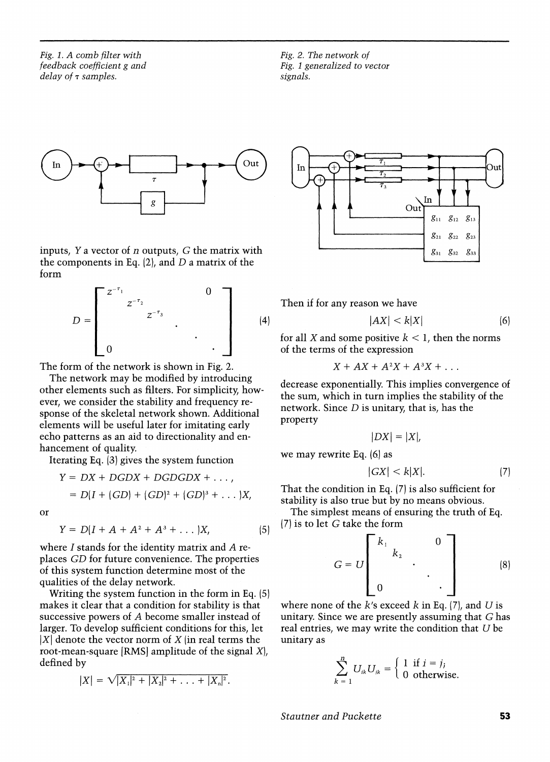Fig. 1. A comb filter with feedback coefficient g and delay of τ samples.

Fig. 2. The network of Fig. 1 generalized to vector signals.

inputs, $Y$ a vector of $n$ outputs, $G$ the matrix with the components in Eq. (2), and $D$ a matrix of the form

$$D = \begin{bmatrix} z^{-\tau_1} & & & & 0 \\ & z^{-\tau_2} & & & \\ & & z^{-\tau_3} & & \\ & & & \cdot & \\ & & & & \cdot \\ 0 & & & & \cdot \end{bmatrix} \tag{4}$$

The form of the network is shown in Fig. 2.

The network may be modified by introducing other elements such as filters. For simplicity, however, we consider the stability and frequency response of the skeletal network shown. Additional elements will be useful later for imitating early echo patterns as an aid to directionality and enhancement of quality.

Iterating Eq. (3) gives the system function

$$\begin{aligned} Y &= DX + DGDX + DGDGDX + \ldots, \\ &= D(I + (GD) + (GD)^2 + (GD)^3 + \ldots)X, \end{aligned}$$

or

$$Y = D(I + A + A^2 + A^3 + \ldots)X, \tag{5}$$

where $I$ stands for the identity matrix and $A$ replaces $GD$ for future convenience. The properties of this system function determine most of the qualities of the delay network.

Writing the system function in the form in Eq. (5) makes it clear that a condition for stability is that successive powers of $A$ become smaller instead of larger. To develop sufficient conditions for this, let $|X|$ denote the vector norm of $X$ (in real terms the root-mean-square (RMS) amplitude of the signal $X$), defined by

$$|X| = \sqrt{|X_1|^2 + |X_2|^2 + \ldots + |X_n|^2}.$$

Then if for any reason we have

$$|AX| < k|X| \tag{6}$$

for all $X$ and some positive $k < 1$, then the norms of the terms of the expression

$$X + AX + A^2X + A^3X + \ldots$$

decrease exponentially. This implies convergence of the sum, which in turn implies the stability of the network. Since $D$ is unitary, that is, has the property

$$|DX| = |X|,$$

we may rewrite Eq. (6) as

$$|GX| < k|X|. \tag{7}$$

That the condition in Eq. (7) is also sufficient for stability is also true but by no means obvious.

The simplest means of ensuring the truth of Eq. (7) is to let $G$ take the form

$$G = U \begin{bmatrix} k_1 & & & 0 \\ & k_2 & & \\ & & \cdot & \\ & & & \cdot \\ 0 & & & \cdot \end{bmatrix} \tag{8}$$

where none of the $k$'s exceed $k$ in Eq. (7), and $U$ is unitary. Since we are presently assuming that $G$ has real entries, we may write the condition that $U$ be unitary as

$$\sum_{k=1}^{n} U_{ik} U_{jk} = \begin{cases} 1 & \text{if } i = j; \\ 0 & \text{otherwise.} \end{cases}$$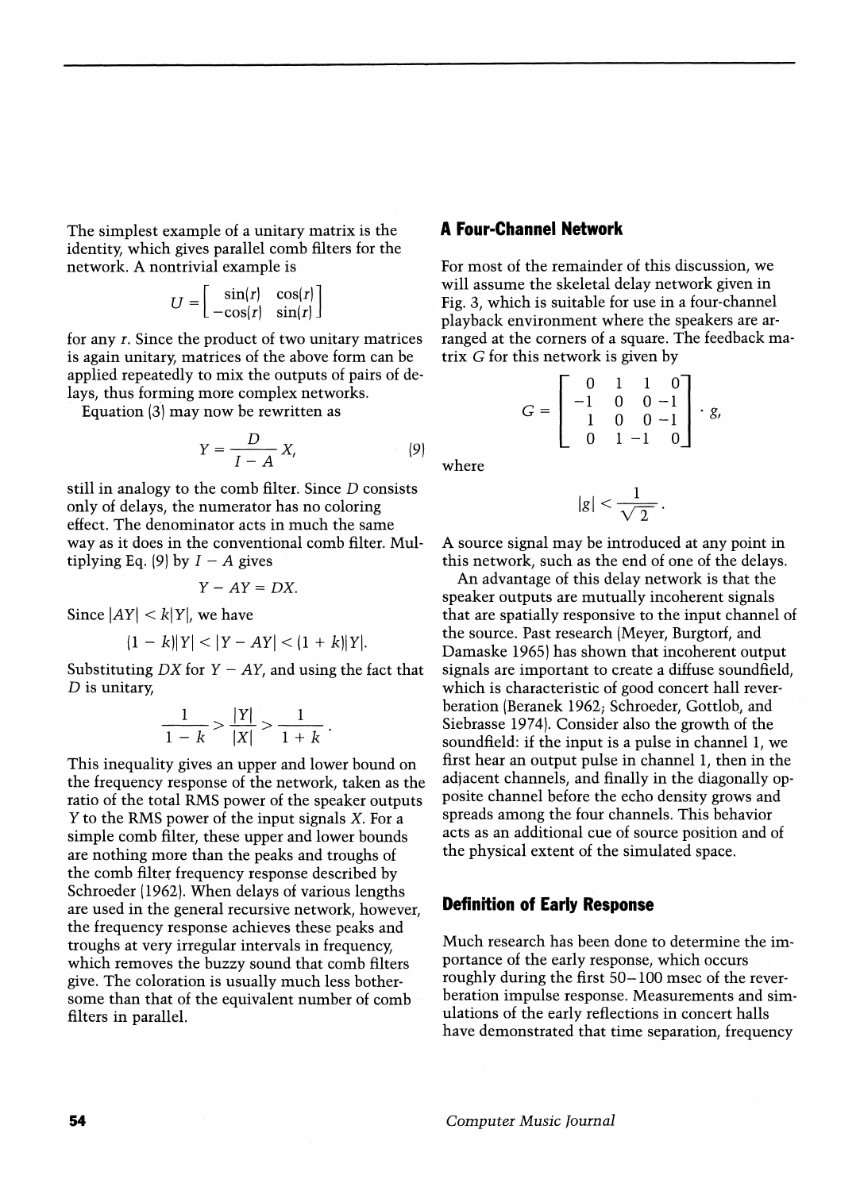The simplest example of a unitary matrix is the identity, which gives parallel comb filters for the network. A nontrivial example is

$$U = \begin{bmatrix} \sin(r) & \cos(r) \\ -\cos(r) & \sin(r) \end{bmatrix}$$

for any $r$. Since the product of two unitary matrices is again unitary, matrices of the above form can be applied repeatedly to mix the outputs of pairs of delays, thus forming more complex networks.

Equation (3) may now be rewritten as

$$Y = \frac{D}{I - A} X, \qquad (9)$$

still in analogy to the comb filter. Since $D$ consists only of delays, the numerator has no coloring effect. The denominator acts in much the same way as it does in the conventional comb filter. Multiplying Eq. (9) by $I - A$ gives

$$Y - AY = DX.$$

Since $|AY| < k|Y|$, we have

$$(1 - k)|Y| < |Y - AY| < (1 + k)|Y|.$$

Substituting $DX$ for $Y - AY$, and using the fact that $D$ is unitary,

$$\frac{1}{1 - k} > \frac{|Y|}{|X|} > \frac{1}{1 + k}.$$

This inequality gives an upper and lower bound on the frequency response of the network, taken as the ratio of the total RMS power of the speaker outputs $Y$ to the RMS power of the input signals $X$. For a simple comb filter, these upper and lower bounds are nothing more than the peaks and troughs of the comb filter frequency response described by Schroeder (1962). When delays of various lengths are used in the general recursive network, however, the frequency response achieves these peaks and troughs at very irregular intervals in frequency, which removes the buzzy sound that comb filters give. The coloration is usually much less bothersome than that of the equivalent number of comb filters in parallel.

## A Four-Channel Network

For most of the remainder of this discussion, we will assume the skeletal delay network given in Fig. 3, which is suitable for use in a four-channel playback environment where the speakers are arranged at the corners of a square. The feedback matrix $G$ for this network is given by

$$G = \begin{bmatrix} 0 & 1 & 1 & 0 \\ -1 & 0 & 0 & -1 \\ 1 & 0 & 0 & -1 \\ 0 & 1 & -1 & 0 \end{bmatrix} \cdot g,$$

where

$$|g| < \frac{1}{\sqrt{2}}.$$

A source signal may be introduced at any point in this network, such as the end of one of the delays.

An advantage of this delay network is that the speaker outputs are mutually incoherent signals that are spatially responsive to the input channel of the source. Past research (Meyer, Burgtorf, and Damaske 1965) has shown that incoherent output signals are important to create a diffuse soundfield, which is characteristic of good concert hall reverberation (Beranek 1962; Schroeder, Gottlob, and Siebrasse 1974). Consider also the growth of the soundfield: if the input is a pulse in channel 1, we first hear an output pulse in channel 1, then in the adjacent channels, and finally in the diagonally opposite channel before the echo density grows and spreads among the four channels. This behavior acts as an additional cue of source position and of the physical extent of the simulated space.

## Definition of Early Response

Much research has been done to determine the importance of the early response, which occurs roughly during the first 50–100 msec of the reverberation impulse response. Measurements and simulations of the early reflections in concert halls have demonstrated that time separation, frequency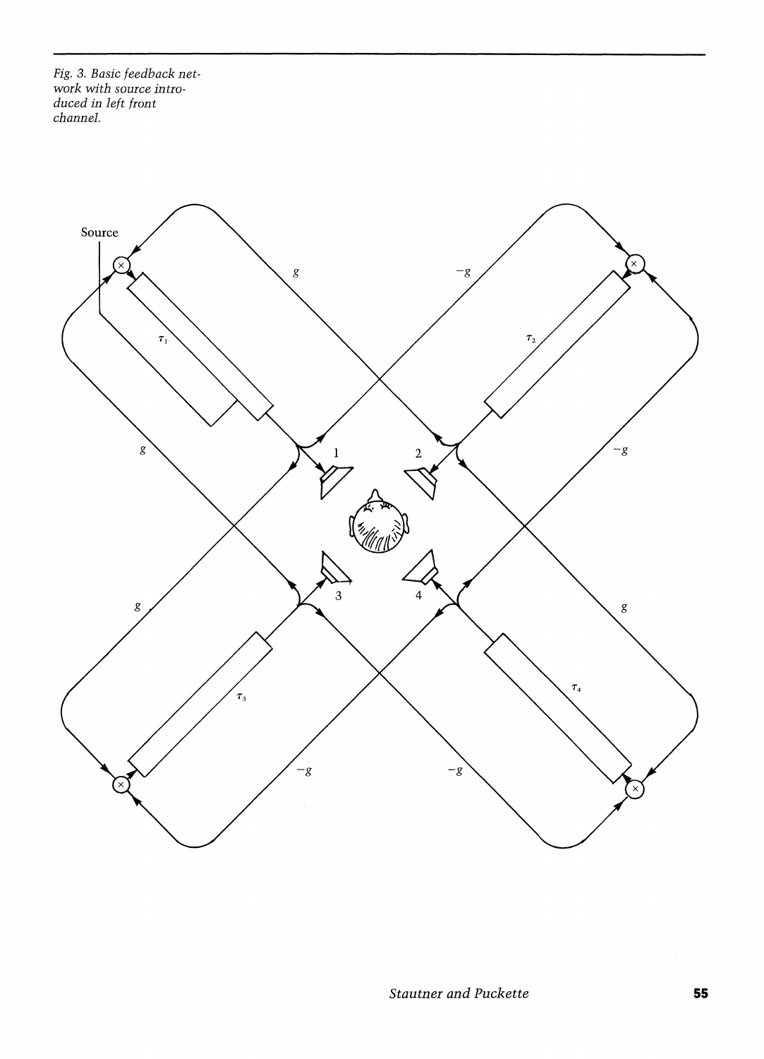Fig. 3. Basic feedback network with source introduced in left front channel.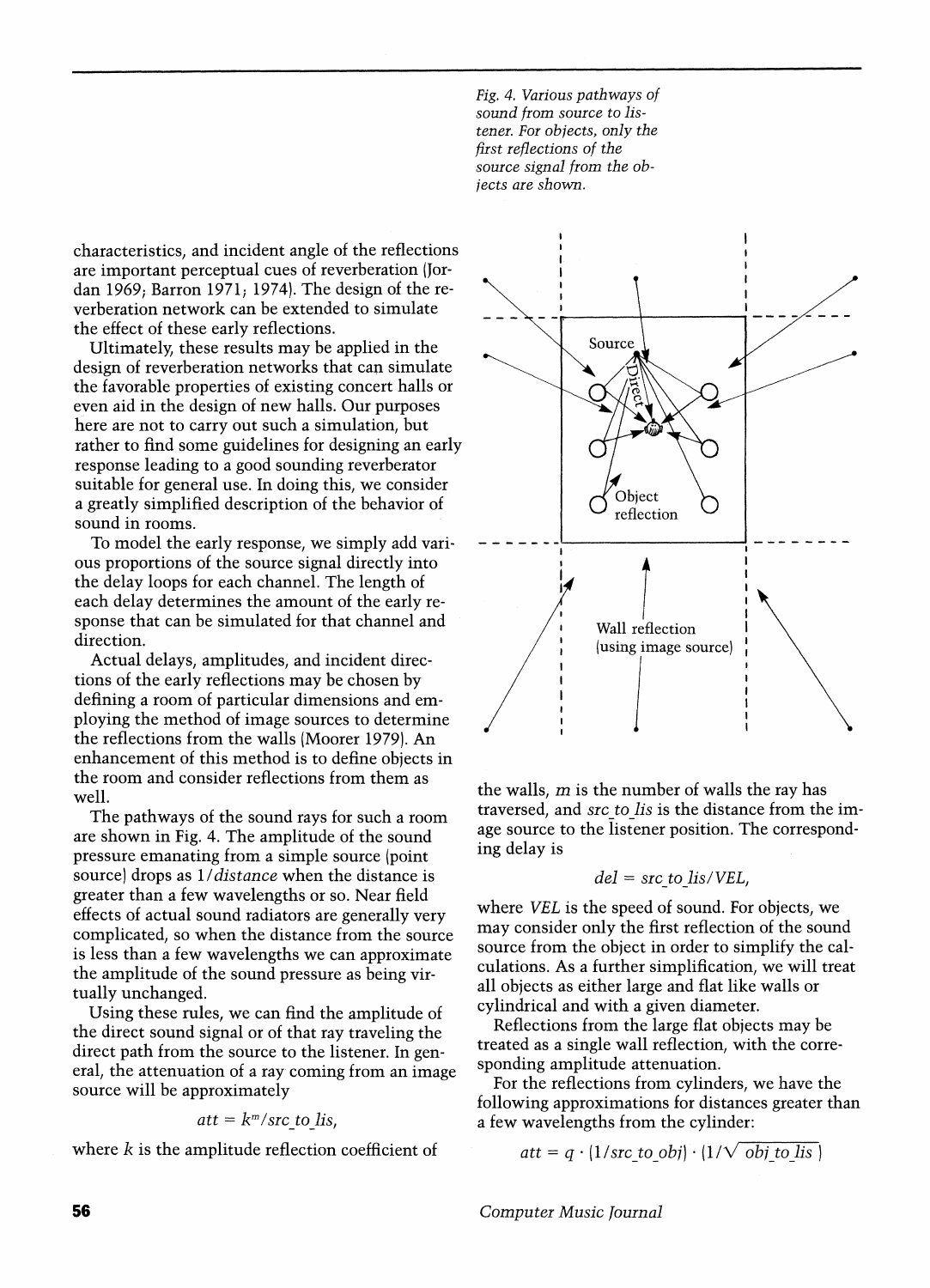characteristics, and incident angle of the reflections are important perceptual cues of reverberation (Jordan 1969; Barron 1971; 1974). The design of the reverberation network can be extended to simulate the effect of these early reflections.

Ultimately, these results may be applied in the design of reverberation networks that can simulate the favorable properties of existing concert halls or even aid in the design of new halls. Our purposes here are not to carry out such a simulation, but rather to find some guidelines for designing an early response leading to a good sounding reverberator suitable for general use. In doing this, we consider a greatly simplified description of the behavior of sound in rooms.

To model the early response, we simply add various proportions of the source signal directly into the delay loops for each channel. The length of each delay determines the amount of the early response that can be simulated for that channel and direction.

Actual delays, amplitudes, and incident directions of the early reflections may be chosen by defining a room of particular dimensions and employing the method of image sources to determine the reflections from the walls (Moorer 1979). An enhancement of this method is to define objects in the room and consider reflections from them as well.

The pathways of the sound rays for such a room are shown in Fig. 4. The amplitude of the sound pressure emanating from a simple source (point source) drops as $1/distance$ when the distance is greater than a few wavelengths or so. Near field effects of actual sound radiators are generally very complicated, so when the distance from the source is less than a few wavelengths we can approximate the amplitude of the sound pressure as being virtually unchanged.

Using these rules, we can find the amplitude of the direct sound signal or of that ray traveling the direct path from the source to the listener. In general, the attenuation of a ray coming from an image source will be approximately

$$att = k^m / src\_to\_lis,$$

where $k$ is the amplitude reflection coefficient of the walls, $m$ is the number of walls the ray has traversed, and $src\_to\_lis$ is the distance from the image source to the listener position. The corresponding delay is

$$del = src\_to\_lis / VEL,$$

where $VEL$ is the speed of sound. For objects, we may consider only the first reflection of the sound source from the object in order to simplify the calculations. As a further simplification, we will treat all objects as either large and flat like walls or cylindrical and with a given diameter.

Reflections from the large flat objects may be treated as a single wall reflection, with the corresponding amplitude attenuation.

For the reflections from cylinders, we have the following approximations for distances greater than a few wavelengths from the cylinder:

$$att = q \cdot (1/src\_to\_obj) \cdot (1/\sqrt{obj\_to\_lis})$$

Source

Direct

Object reflection

Wall reflection (using image source)

*Fig. 4. Various pathways of sound from source to listener. For objects, only the first reflections of the source signal from the objects are shown.*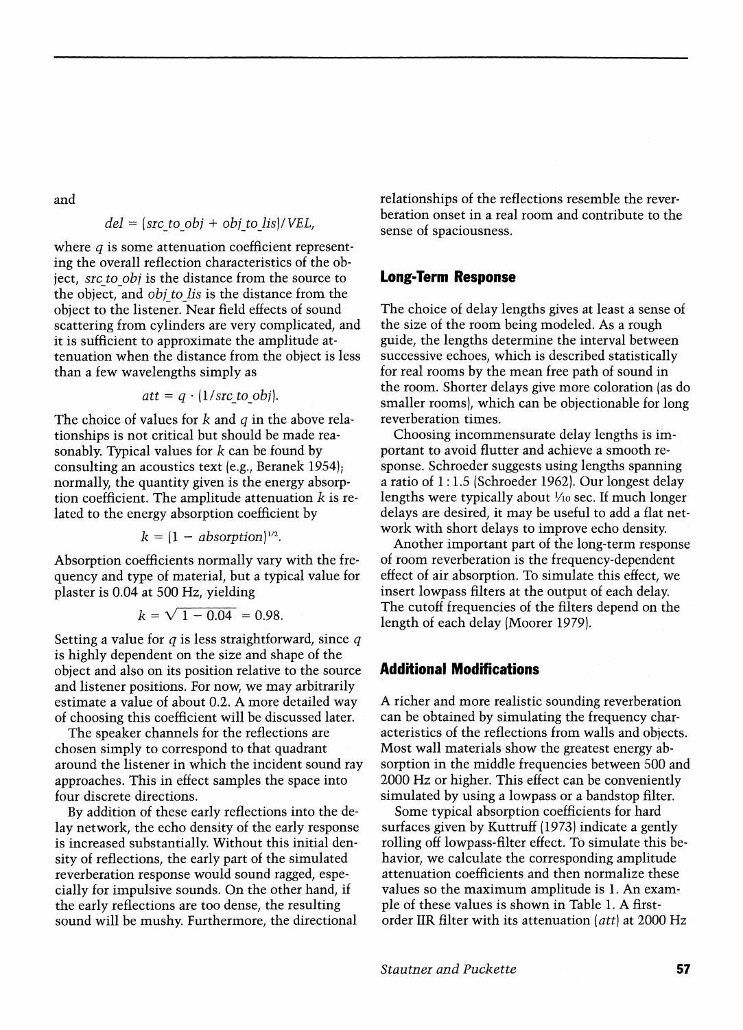and

$$del = (src\_to\_obj + obj\_to\_lis)/VEL,$$

where $q$ is some attenuation coefficient representing the overall reflection characteristics of the object, *src_to_obj* is the distance from the source to the object, and *obj_to_lis* is the distance from the object to the listener. Near field effects of sound scattering from cylinders are very complicated, and it is sufficient to approximate the amplitude attenuation when the distance from the object is less than a few wavelengths simply as

$$att = q \cdot (1/src\_to\_obj).$$

The choice of values for $k$ and $q$ in the above relationships is not critical but should be made reasonably. Typical values for $k$ can be found by consulting an acoustics text (e.g., Beranek 1954); normally, the quantity given is the energy absorption coefficient. The amplitude attenuation $k$ is related to the energy absorption coefficient by

$$k = (1 - absorption)^{1/2}.$$

Absorption coefficients normally vary with the frequency and type of material, but a typical value for plaster is 0.04 at 500 Hz, yielding

$$k = \sqrt{1 - 0.04} = 0.98.$$

Setting a value for $q$ is less straightforward, since $q$ is highly dependent on the size and shape of the object and also on its position relative to the source and listener positions. For now, we may arbitrarily estimate a value of about 0.2. A more detailed way of choosing this coefficient will be discussed later.

The speaker channels for the reflections are chosen simply to correspond to that quadrant around the listener in which the incident sound ray approaches. This in effect samples the space into four discrete directions.

By addition of these early reflections into the delay network, the echo density of the early response is increased substantially. Without this initial density of reflections, the early part of the simulated reverberation response would sound ragged, especially for impulsive sounds. On the other hand, if the early reflections are too dense, the resulting sound will be mushy. Furthermore, the directional relationships of the reflections resemble the reverberation onset in a real room and contribute to the sense of spaciousness.

## Long-Term Response

The choice of delay lengths gives at least a sense of the size of the room being modeled. As a rough guide, the lengths determine the interval between successive echoes, which is described statistically for real rooms by the mean free path of sound in the room. Shorter delays give more coloration (as do smaller rooms), which can be objectionable for long reverberation times.

Choosing incommensurate delay lengths is important to avoid flutter and achieve a smooth response. Schroeder suggests using lengths spanning a ratio of 1 : 1.5 (Schroeder 1962). Our longest delay lengths were typically about 1/10 sec. If much longer delays are desired, it may be useful to add a flat network with short delays to improve echo density.

Another important part of the long-term response of room reverberation is the frequency-dependent effect of air absorption. To simulate this effect, we insert lowpass filters at the output of each delay. The cutoff frequencies of the filters depend on the length of each delay (Moorer 1979).

## Additional Modifications

A richer and more realistic sounding reverberation can be obtained by simulating the frequency characteristics of the reflections from walls and objects. Most wall materials show the greatest energy absorption in the middle frequencies between 500 and 2000 Hz or higher. This effect can be conveniently simulated by using a lowpass or a bandstop filter.

Some typical absorption coefficients for hard surfaces given by Kuttruff (1973) indicate a gently rolling off lowpass-filter effect. To simulate this behavior, we calculate the corresponding amplitude attenuation coefficients and then normalize these values so the maximum amplitude is 1. An example of these values is shown in Table 1. A first-order IIR filter with its attenuation (*att*) at 2000 Hz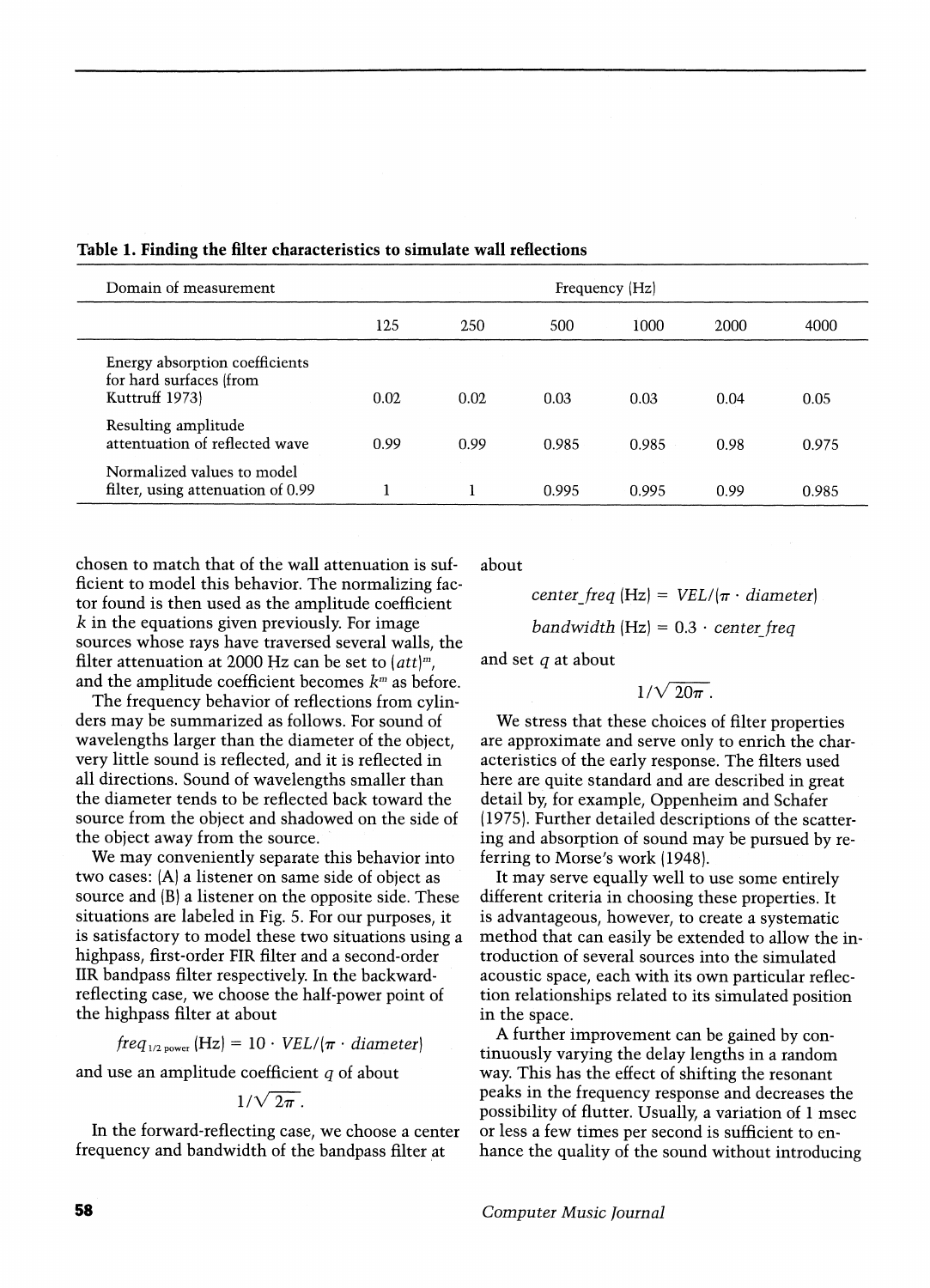**Table 1. Finding the filter characteristics to simulate wall reflections**

| Domain of measurement | Frequency (Hz) | | | | | |
|---|---|---|---|---|---|---|
| | 125 | 250 | 500 | 1000 | 2000 | 4000 |
| Energy absorption coefficients for hard surfaces (from Kuttruff 1973) | 0.02 | 0.02 | 0.03 | 0.03 | 0.04 | 0.05 |
| Resulting amplitude attentuation of reflected wave | 0.99 | 0.99 | 0.985 | 0.985 | 0.98 | 0.975 |
| Normalized values to model filter, using attenuation of 0.99 | 1 | 1 | 0.995 | 0.995 | 0.99 | 0.985 |

chosen to match that of the wall attenuation is sufficient to model this behavior. The normalizing factor found is then used as the amplitude coefficient $k$ in the equations given previously. For image sources whose rays have traversed several walls, the filter attenuation at 2000 Hz can be set to $(att)^m$, and the amplitude coefficient becomes $k^m$ as before.

The frequency behavior of reflections from cylinders may be summarized as follows. For sound of wavelengths larger than the diameter of the object, very little sound is reflected, and it is reflected in all directions. Sound of wavelengths smaller than the diameter tends to be reflected back toward the source from the object and shadowed on the side of the object away from the source.

We may conveniently separate this behavior into two cases: (A) a listener on same side of object as source and (B) a listener on the opposite side. These situations are labeled in Fig. 5. For our purposes, it is satisfactory to model these two situations using a highpass, first-order FIR filter and a second-order IIR bandpass filter respectively. In the backward-reflecting case, we choose the half-power point of the highpass filter at about

$$freq_{1/2\ power}\ (\text{Hz}) = 10 \cdot VEL/(\pi \cdot diameter)$$

and use an amplitude coefficient $q$ of about

$$1/\sqrt{2\pi}.$$

In the forward-reflecting case, we choose a center frequency and bandwidth of the bandpass filter at about

$$center\_freq\ (\text{Hz}) = VEL/(\pi \cdot diameter)$$

$$bandwidth\ (\text{Hz}) = 0.3 \cdot center\_freq$$

and set $q$ at about

$$1/\sqrt{20\pi}.$$

We stress that these choices of filter properties are approximate and serve only to enrich the characteristics of the early response. The filters used here are quite standard and are described in great detail by, for example, Oppenheim and Schafer (1975). Further detailed descriptions of the scattering and absorption of sound may be pursued by referring to Morse's work (1948).

It may serve equally well to use some entirely different criteria in choosing these properties. It is advantageous, however, to create a systematic method that can easily be extended to allow the introduction of several sources into the simulated acoustic space, each with its own particular reflection relationships related to its simulated position in the space.

A further improvement can be gained by continuously varying the delay lengths in a random way. This has the effect of shifting the resonant peaks in the frequency response and decreases the possibility of flutter. Usually, a variation of 1 msec or less a few times per second is sufficient to enhance the quality of the sound without introducing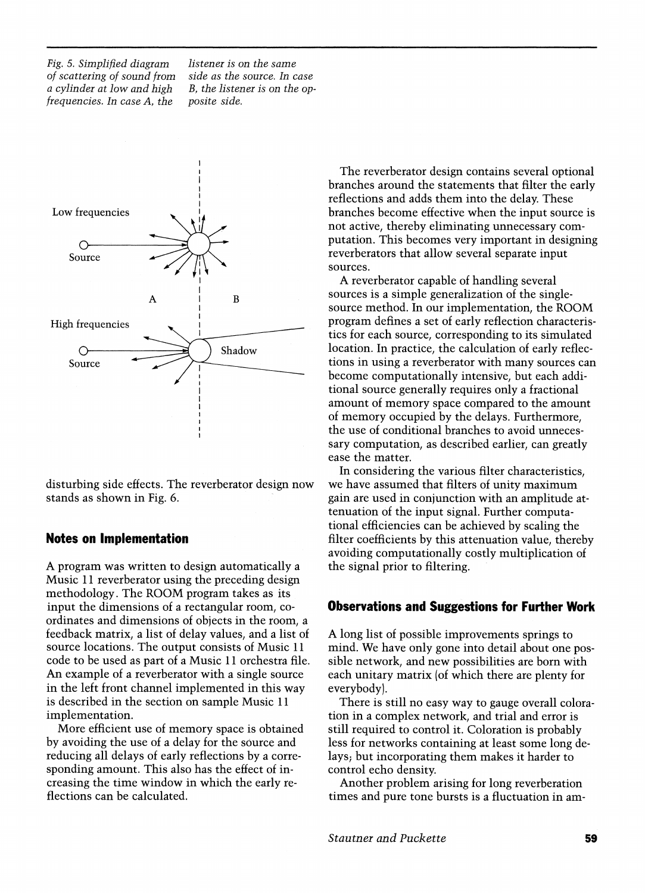*Fig. 5. Simplified diagram of scattering of sound from a cylinder at low and high frequencies. In case A, the listener is on the same side as the source. In case B, the listener is on the opposite side.*

disturbing side effects. The reverberator design now stands as shown in Fig. 6.

## Notes on Implementation

A program was written to design automatically a Music 11 reverberator using the preceding design methodology. The ROOM program takes as its input the dimensions of a rectangular room, coordinates and dimensions of objects in the room, a feedback matrix, a list of delay values, and a list of source locations. The output consists of Music 11 code to be used as part of a Music 11 orchestra file. An example of a reverberator with a single source in the left front channel implemented in this way is described in the section on sample Music 11 implementation.

More efficient use of memory space is obtained by avoiding the use of a delay for the source and reducing all delays of early reflections by a corresponding amount. This also has the effect of increasing the time window in which the early reflections can be calculated.

The reverberator design contains several optional branches around the statements that filter the early reflections and adds them into the delay. These branches become effective when the input source is not active, thereby eliminating unnecessary computation. This becomes very important in designing reverberators that allow several separate input sources.

A reverberator capable of handling several sources is a simple generalization of the single-source method. In our implementation, the ROOM program defines a set of early reflection characteristics for each source, corresponding to its simulated location. In practice, the calculation of early reflections in using a reverberator with many sources can become computationally intensive, but each additional source generally requires only a fractional amount of memory space compared to the amount of memory occupied by the delays. Furthermore, the use of conditional branches to avoid unnecessary computation, as described earlier, can greatly ease the matter.

In considering the various filter characteristics, we have assumed that filters of unity maximum gain are used in conjunction with an amplitude attenuation of the input signal. Further computational efficiencies can be achieved by scaling the filter coefficients by this attenuation value, thereby avoiding computationally costly multiplication of the signal prior to filtering.

## Observations and Suggestions for Further Work

A long list of possible improvements springs to mind. We have only gone into detail about one possible network, and new possibilities are born with each unitary matrix (of which there are plenty for everybody).

There is still no easy way to gauge overall coloration in a complex network, and trial and error is still required to control it. Coloration is probably less for networks containing at least some long delays; but incorporating them makes it harder to control echo density.

Another problem arising for long reverberation times and pure tone bursts is a fluctuation in am-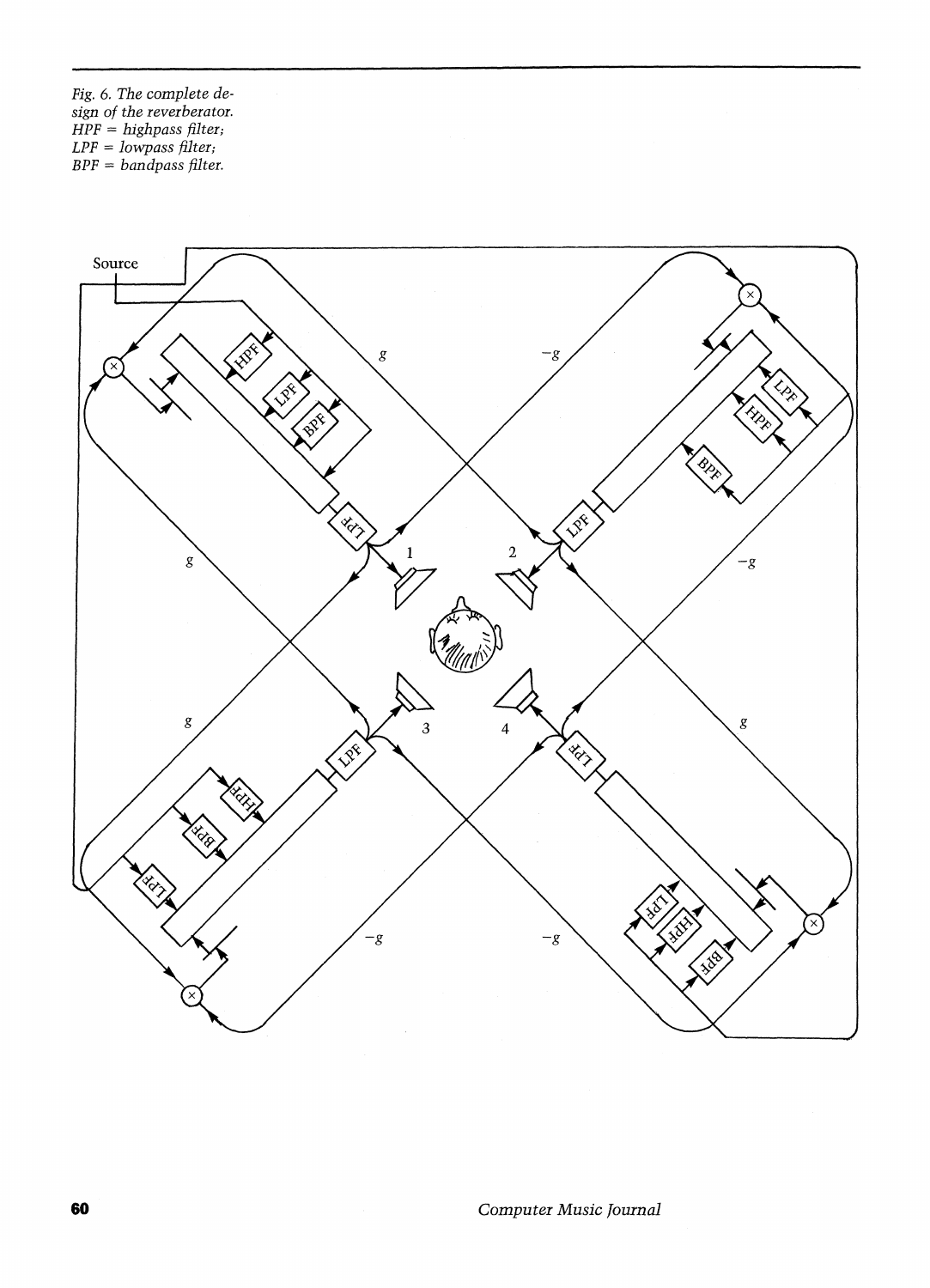Fig. 6. The complete design of the reverberator. HPF = highpass filter; LPF = lowpass filter; BPF = bandpass filter.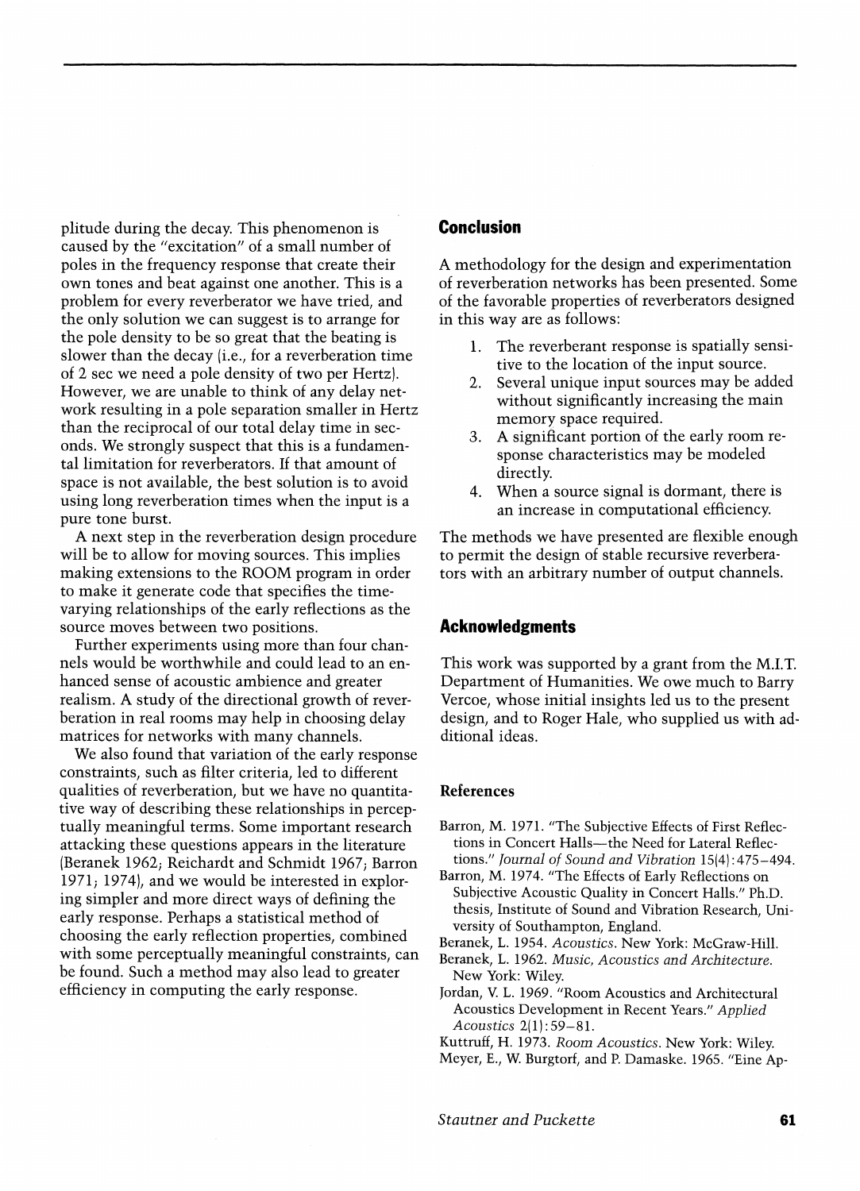plitude during the decay. This phenomenon is caused by the "excitation" of a small number of poles in the frequency response that create their own tones and beat against one another. This is a problem for every reverberator we have tried, and the only solution we can suggest is to arrange for the pole density to be so great that the beating is slower than the decay (i.e., for a reverberation time of 2 sec we need a pole density of two per Hertz). However, we are unable to think of any delay network resulting in a pole separation smaller in Hertz than the reciprocal of our total delay time in seconds. We strongly suspect that this is a fundamental limitation for reverberators. If that amount of space is not available, the best solution is to avoid using long reverberation times when the input is a pure tone burst.

A next step in the reverberation design procedure will be to allow for moving sources. This implies making extensions to the ROOM program in order to make it generate code that specifies the time-varying relationships of the early reflections as the source moves between two positions.

Further experiments using more than four channels would be worthwhile and could lead to an enhanced sense of acoustic ambience and greater realism. A study of the directional growth of reverberation in real rooms may help in choosing delay matrices for networks with many channels.

We also found that variation of the early response constraints, such as filter criteria, led to different qualities of reverberation, but we have no quantitative way of describing these relationships in perceptually meaningful terms. Some important research attacking these questions appears in the literature (Beranek 1962; Reichardt and Schmidt 1967; Barron 1971; 1974), and we would be interested in exploring simpler and more direct ways of defining the early response. Perhaps a statistical method of choosing the early reflection properties, combined with some perceptually meaningful constraints, can be found. Such a method may also lead to greater efficiency in computing the early response.

## Conclusion

A methodology for the design and experimentation of reverberation networks has been presented. Some of the favorable properties of reverberators designed in this way are as follows:

1. The reverberant response is spatially sensitive to the location of the input source.
2. Several unique input sources may be added without significantly increasing the main memory space required.
3. A significant portion of the early room response characteristics may be modeled directly.
4. When a source signal is dormant, there is an increase in computational efficiency.

The methods we have presented are flexible enough to permit the design of stable recursive reverberators with an arbitrary number of output channels.

## Acknowledgments

This work was supported by a grant from the M.I.T. Department of Humanities. We owe much to Barry Vercoe, whose initial insights led us to the present design, and to Roger Hale, who supplied us with additional ideas.

### References

Barron, M. 1971. "The Subjective Effects of First Reflections in Concert Halls—the Need for Lateral Reflections." *Journal of Sound and Vibration* 15(4):475–494.

Barron, M. 1974. "The Effects of Early Reflections on Subjective Acoustic Quality in Concert Halls." Ph.D. thesis, Institute of Sound and Vibration Research, University of Southampton, England.

Beranek, L. 1954. *Acoustics*. New York: McGraw-Hill.

Beranek, L. 1962. *Music, Acoustics and Architecture*. New York: Wiley.

Jordan, V. L. 1969. "Room Acoustics and Architectural Acoustics Development in Recent Years." *Applied Acoustics* 2(1):59–81.

Kuttruff, H. 1973. *Room Acoustics*. New York: Wiley.

Meyer, E., W. Burgtorf, and P. Damaske. 1965. "Eine Ap-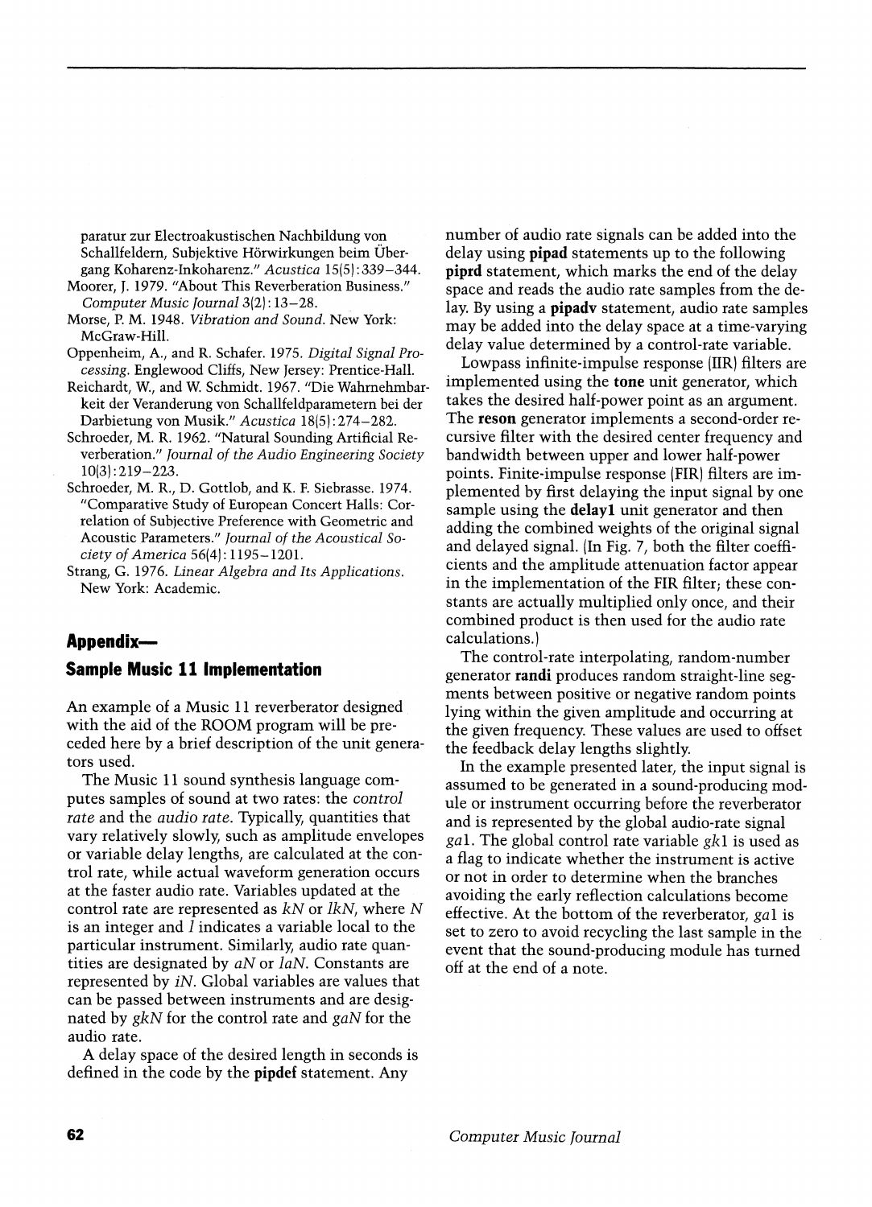paratur zur Electroakustischen Nachbildung von Schallfeldern, Subjektive Hörwirkungen beim Übergang Koharenz-Inkoharenz." *Acustica* 15(5):339–344.

Moorer, J. 1979. "About This Reverberation Business." *Computer Music Journal* 3(2):13–28.

Morse, P. M. 1948. *Vibration and Sound*. New York: McGraw-Hill.

Oppenheim, A., and R. Schafer. 1975. *Digital Signal Processing*. Englewood Cliffs, New Jersey: Prentice-Hall.

Reichardt, W., and W. Schmidt. 1967. "Die Wahrnehmbarkeit der Veranderung von Schallfeldparametern bei der Darbietung von Musik." *Acustica* 18(5):274–282.

Schroeder, M. R. 1962. "Natural Sounding Artificial Reverberation." *Journal of the Audio Engineering Society* 10(3):219–223.

Schroeder, M. R., D. Gottlob, and K. F. Siebrasse. 1974. "Comparative Study of European Concert Halls: Correlation of Subjective Preference with Geometric and Acoustic Parameters." *Journal of the Acoustical Society of America* 56(4):1195–1201.

Strang, G. 1976. *Linear Algebra and Its Applications*. New York: Academic.

## Appendix—

## Sample Music 11 Implementation

An example of a Music 11 reverberator designed with the aid of the ROOM program will be preceded here by a brief description of the unit generators used.

The Music 11 sound synthesis language computes samples of sound at two rates: the *control rate* and the *audio rate*. Typically, quantities that vary relatively slowly, such as amplitude envelopes or variable delay lengths, are calculated at the control rate, while actual waveform generation occurs at the faster audio rate. Variables updated at the control rate are represented as *kN* or *lkN*, where *N* is an integer and *l* indicates a variable local to the particular instrument. Similarly, audio rate quantities are designated by *aN* or *laN*. Constants are represented by *iN*. Global variables are values that can be passed between instruments and are designated by *gkN* for the control rate and *gaN* for the audio rate.

A delay space of the desired length in seconds is defined in the code by the **pipdef** statement. Any number of audio rate signals can be added into the delay using **pipad** statements up to the following **piprd** statement, which marks the end of the delay space and reads the audio rate samples from the delay. By using a **pipadv** statement, audio rate samples may be added into the delay space at a time-varying delay value determined by a control-rate variable.

Lowpass infinite-impulse response (IIR) filters are implemented using the **tone** unit generator, which takes the desired half-power point as an argument. The **reson** generator implements a second-order recursive filter with the desired center frequency and bandwidth between upper and lower half-power points. Finite-impulse response (FIR) filters are implemented by first delaying the input signal by one sample using the **delay1** unit generator and then adding the combined weights of the original signal and delayed signal. (In Fig. 7, both the filter coefficients and the amplitude attenuation factor appear in the implementation of the FIR filter; these constants are actually multiplied only once, and their combined product is then used for the audio rate calculations.)

The control-rate interpolating, random-number generator **randi** produces random straight-line segments between positive or negative random points lying within the given amplitude and occurring at the given frequency. These values are used to offset the feedback delay lengths slightly.

In the example presented later, the input signal is assumed to be generated in a sound-producing module or instrument occurring before the reverberator and is represented by the global audio-rate signal *ga*1. The global control rate variable *gk*1 is used as a flag to indicate whether the instrument is active or not in order to determine when the branches avoiding the early reflection calculations become effective. At the bottom of the reverberator, *ga*1 is set to zero to avoid recycling the last sample in the event that the sound-producing module has turned off at the end of a note.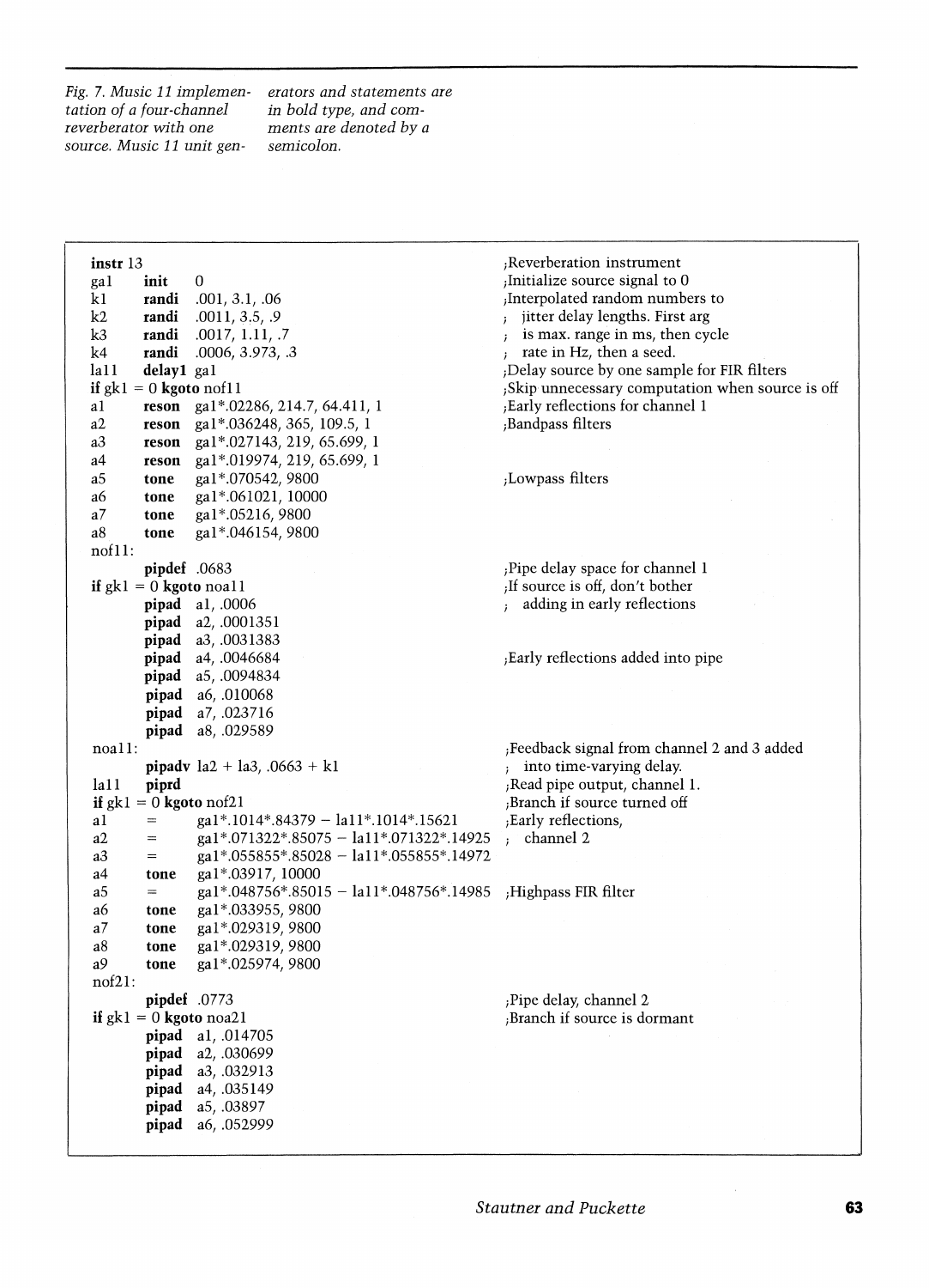*Fig. 7. Music 11 implementation of a four-channel reverberator with one source. Music 11 unit generators and statements are in bold type, and comments are denoted by a semicolon.*

```
instr 13                                          ;Reverberation instrument
ga1     init    0                                 ;Initialize source signal to 0
k1      randi   .001, 3.1, .06                    ;Interpolated random numbers to
k2      randi   .0011, 3.5, .9                    ;  jitter delay lengths. First arg
k3      randi   .0017, 1.11, .7                   ;  is max. range in ms, then cycle
k4      randi   .0006, 3.973, .3                  ;  rate in Hz, then a seed.
la11    delay1  ga1                               ;Delay source by one sample for FIR filters
if gk1 = 0 kgoto nof11                            ;Skip unnecessary computation when source is off
a1      reson   ga1*.02286, 214.7, 64.411, 1      ;Early reflections for channel 1
a2      reson   ga1*.036248, 365, 109.5, 1        ;Bandpass filters
a3      reson   ga1*.027143, 219, 65.699, 1
a4      reson   ga1*.019974, 219, 65.699, 1
a5      tone    ga1*.070542, 9800                 ;Lowpass filters
a6      tone    ga1*.061021, 10000
a7      tone    ga1*.05216, 9800
a8      tone    ga1*.046154, 9800
nof11:
        pipdef  .0683                             ;Pipe delay space for channel 1
if gk1 = 0 kgoto noa11                            ;If source is off, don't bother
        pipad   a1, .0006                         ;  adding in early reflections
        pipad   a2, .0001351
        pipad   a3, .0031383
        pipad   a4, .0046684                      ;Early reflections added into pipe
        pipad   a5, .0094834
        pipad   a6, .010068
        pipad   a7, .023716
        pipad   a8, .029589
noa11:                                            ;Feedback signal from channel 2 and 3 added
        pipadv  la2 + la3, .0663 + k1             ;  into time-varying delay.
la11    piprd                                     ;Read pipe output, channel 1.
if gk1 = 0 kgoto nof21                            ;Branch if source turned off
a1      =       ga1*.1014*.84379 - la11*.1014*.15621        ;Early reflections,
a2      =       ga1*.071322*.85075 - la11*.071322*.14925    ;  channel 2
a3      =       ga1*.055855*.85028 - la11*.055855*.14972
a4      tone    ga1*.03917, 10000
a5      =       ga1*.048756*.85015 - la11*.048756*.14985    ;Highpass FIR filter
a6      tone    ga1*.033955, 9800
a7      tone    ga1*.029319, 9800
a8      tone    ga1*.029319, 9800
a9      tone    ga1*.025974, 9800
nof21:
        pipdef  .0773                             ;Pipe delay, channel 2
if gk1 = 0 kgoto noa21                            ;Branch if source is dormant
        pipad   a1, .014705
        pipad   a2, .030699
        pipad   a3, .032913
        pipad   a4, .035149
        pipad   a5, .03897
        pipad   a6, .052999
```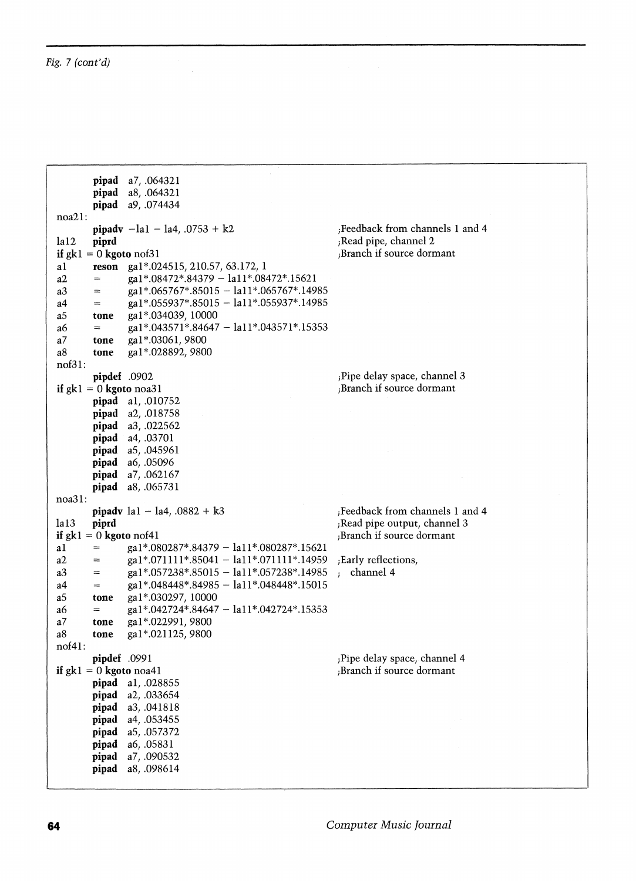*Fig. 7 (cont'd)*

```
        pipad  a7, .064321
        pipad  a8, .064321
        pipad  a9, .074434
noa21:
        pipadv -la1 - la4, .0753 + k2                    ;Feedback from channels 1 and 4
la12    piprd                                            ;Read pipe, channel 2
if gk1 = 0 kgoto nof31                                   ;Branch if source dormant
a1      reson  ga1*.024515, 210.57, 63.172, 1
a2      =      ga1*.08472*.84379 - la11*.08472*.15621
a3      =      ga1*.065767*.85015 - la11*.065767*.14985
a4      =      ga1*.055937*.85015 - la11*.055937*.14985
a5      tone   ga1*.034039, 10000
a6      =      ga1*.043571*.84647 - la11*.043571*.15353
a7      tone   ga1*.03061, 9800
a8      tone   ga1*.028892, 9800
nof31:
        pipdef .0902                                     ;Pipe delay space, channel 3
if gk1 = 0 kgoto noa31                                   ;Branch if source dormant
        pipad  a1, .010752
        pipad  a2, .018758
        pipad  a3, .022562
        pipad  a4, .03701
        pipad  a5, .045961
        pipad  a6, .05096
        pipad  a7, .062167
        pipad  a8, .065731
noa31:
        pipadv la1 - la4, .0882 + k3                     ;Feedback from channels 1 and 4
la13    piprd                                            ;Read pipe output, channel 3
if gk1 = 0 kgoto nof41                                   ;Branch if source dormant
a1      =      ga1*.080287*.84379 - la11*.080287*.15621
a2      =      ga1*.071111*.85041 - la11*.071111*.14959  ;Early reflections,
a3      =      ga1*.057238*.85015 - la11*.057238*.14985  ;  channel 4
a4      =      ga1*.048448*.84985 - la11*.048448*.15015
a5      tone   ga1*.030297, 10000
a6      =      ga1*.042724*.84647 - la11*.042724*.15353
a7      tone   ga1*.022991, 9800
a8      tone   ga1*.021125, 9800
nof41:
        pipdef .0991                                     ;Pipe delay space, channel 4
if gk1 = 0 kgoto noa41                                   ;Branch if source dormant
        pipad  a1, .028855
        pipad  a2, .033654
        pipad  a3, .041818
        pipad  a4, .053455
        pipad  a5, .057372
        pipad  a6, .05831
        pipad  a7, .090532
        pipad  a8, .098614
```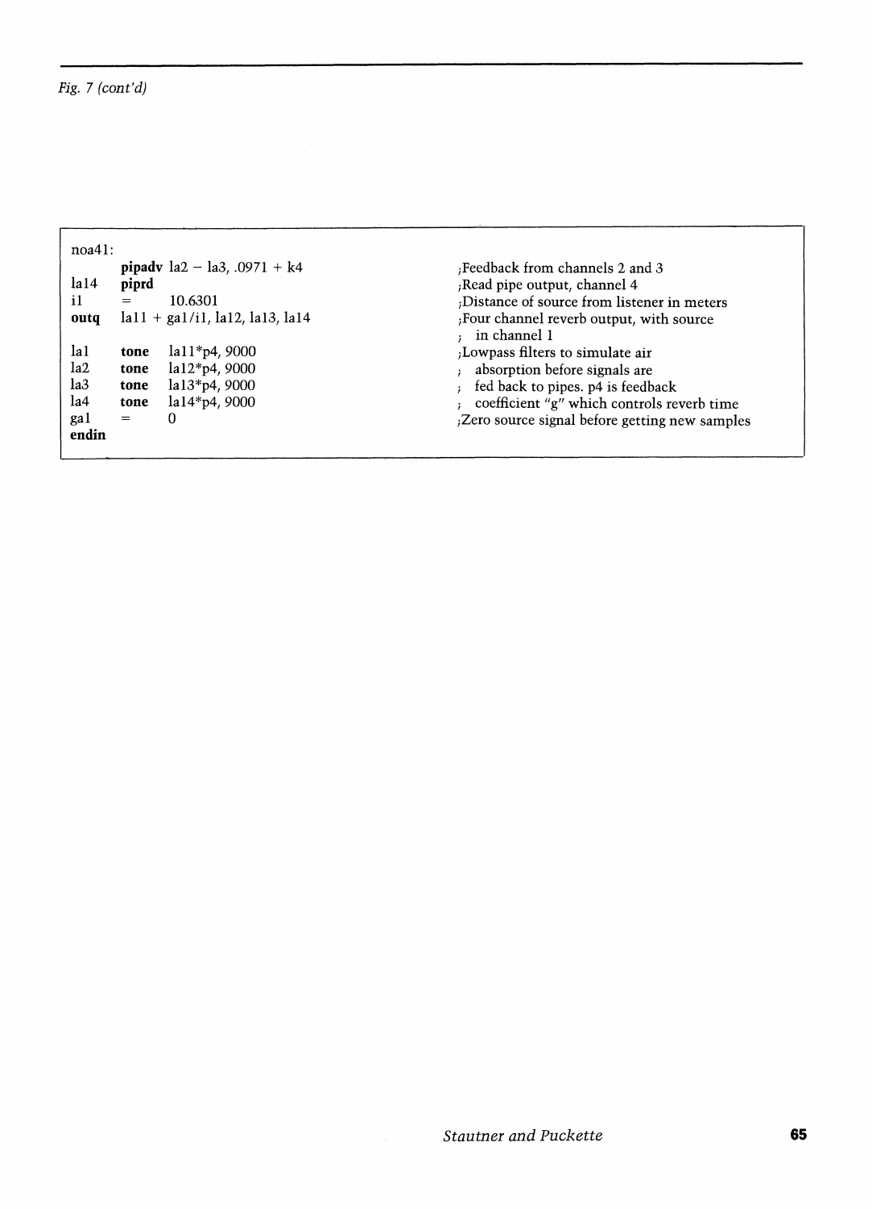*Fig. 7 (cont'd)*

```
noa41:
        pipadv la2 − la3, .0971 + k4        ;Feedback from channels 2 and 3
la14    piprd                               ;Read pipe output, channel 4
i1      =      10.6301                      ;Distance of source from listener in meters
outq    la11 + ga1/i1, la12, la13, la14     ;Four channel reverb output, with source
                                            ;  in channel 1
la1     tone   la11*p4, 9000                ;Lowpass filters to simulate air
la2     tone   la12*p4, 9000                ;  absorption before signals are
la3     tone   la13*p4, 9000                ;  fed back to pipes. p4 is feedback
la4     tone   la14*p4, 9000                ;  coefficient "g" which controls reverb time
ga1     =      0                            ;Zero source signal before getting new samples
endin
```